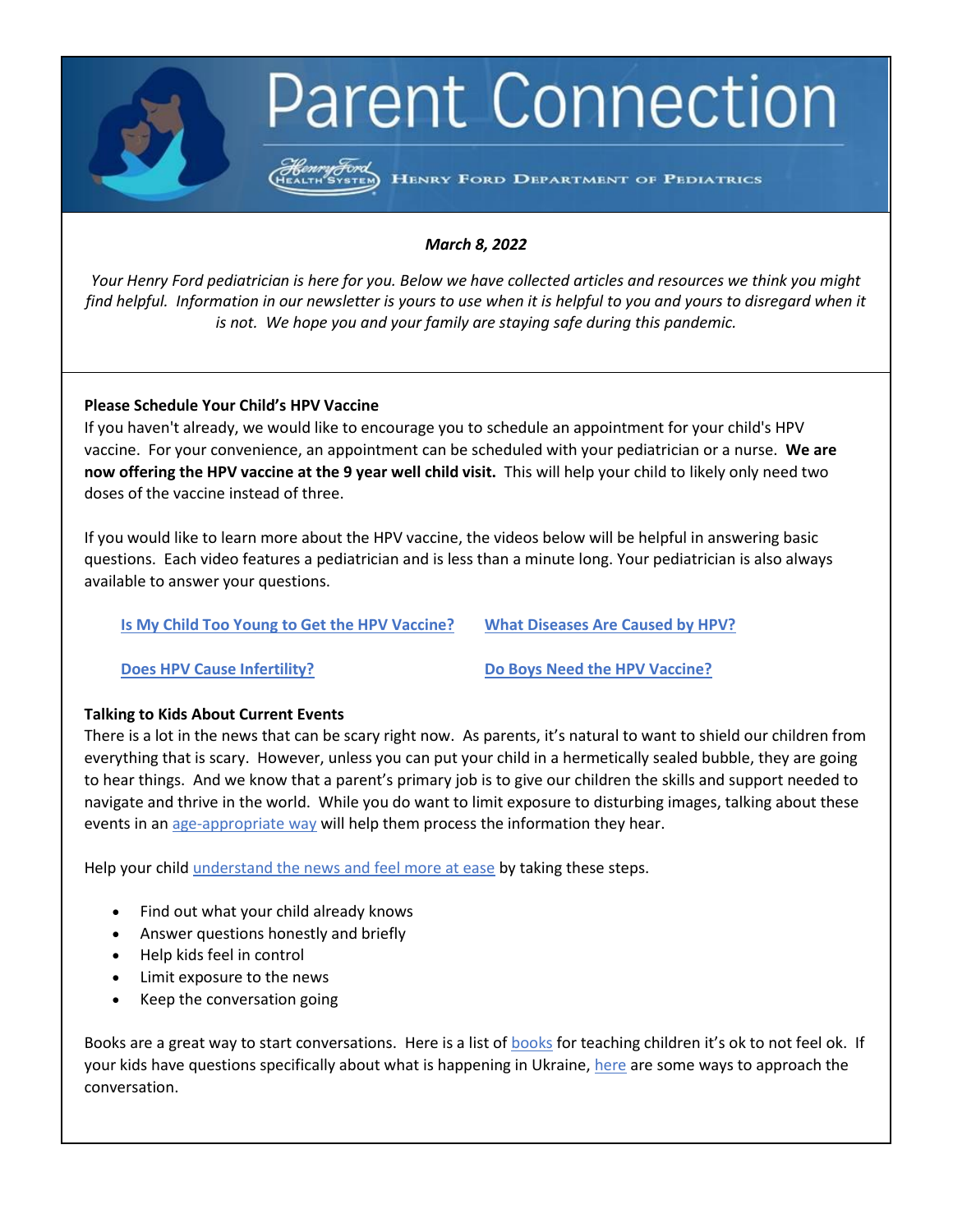# Parent Connection

HENRY FORD DEPARTMENT OF PEDIATRICS

***March 8, 2022***

*Your Henry Ford pediatrician is here for you. Below we have collected articles and resources we think you might find helpful. Information in our newsletter is yours to use when it is helpful to you and yours to disregard when it is not. We hope you and your family are staying safe during this pandemic.*

**Please Schedule Your Child's HPV Vaccine**

If you haven't already, we would like to encourage you to schedule an appointment for your child's HPV vaccine. For your convenience, an appointment can be scheduled with your pediatrician or a nurse. **We are now offering the HPV vaccine at the 9 year well child visit.** This will help your child to likely only need two doses of the vaccine instead of three.

If you would like to learn more about the HPV vaccine, the videos below will be helpful in answering basic questions. Each video features a pediatrician and is less than a minute long. Your pediatrician is also always available to answer your questions.

**Is My Child Too Young to Get the HPV Vaccine?**

**What Diseases Are Caused by HPV?**

**Does HPV Cause Infertility?**

**Do Boys Need the HPV Vaccine?**

**Talking to Kids About Current Events**

There is a lot in the news that can be scary right now. As parents, it's natural to want to shield our children from everything that is scary. However, unless you can put your child in a hermetically sealed bubble, they are going to hear things. And we know that a parent's primary job is to give our children the skills and support needed to navigate and thrive in the world. While you do want to limit exposure to disturbing images, talking about these events in an age-appropriate way will help them process the information they hear.

Help your child understand the news and feel more at ease by taking these steps.

- Find out what your child already knows
- Answer questions honestly and briefly
- Help kids feel in control
- Limit exposure to the news
- Keep the conversation going

Books are a great way to start conversations. Here is a list of books for teaching children it's ok to not feel ok. If your kids have questions specifically about what is happening in Ukraine, here are some ways to approach the conversation.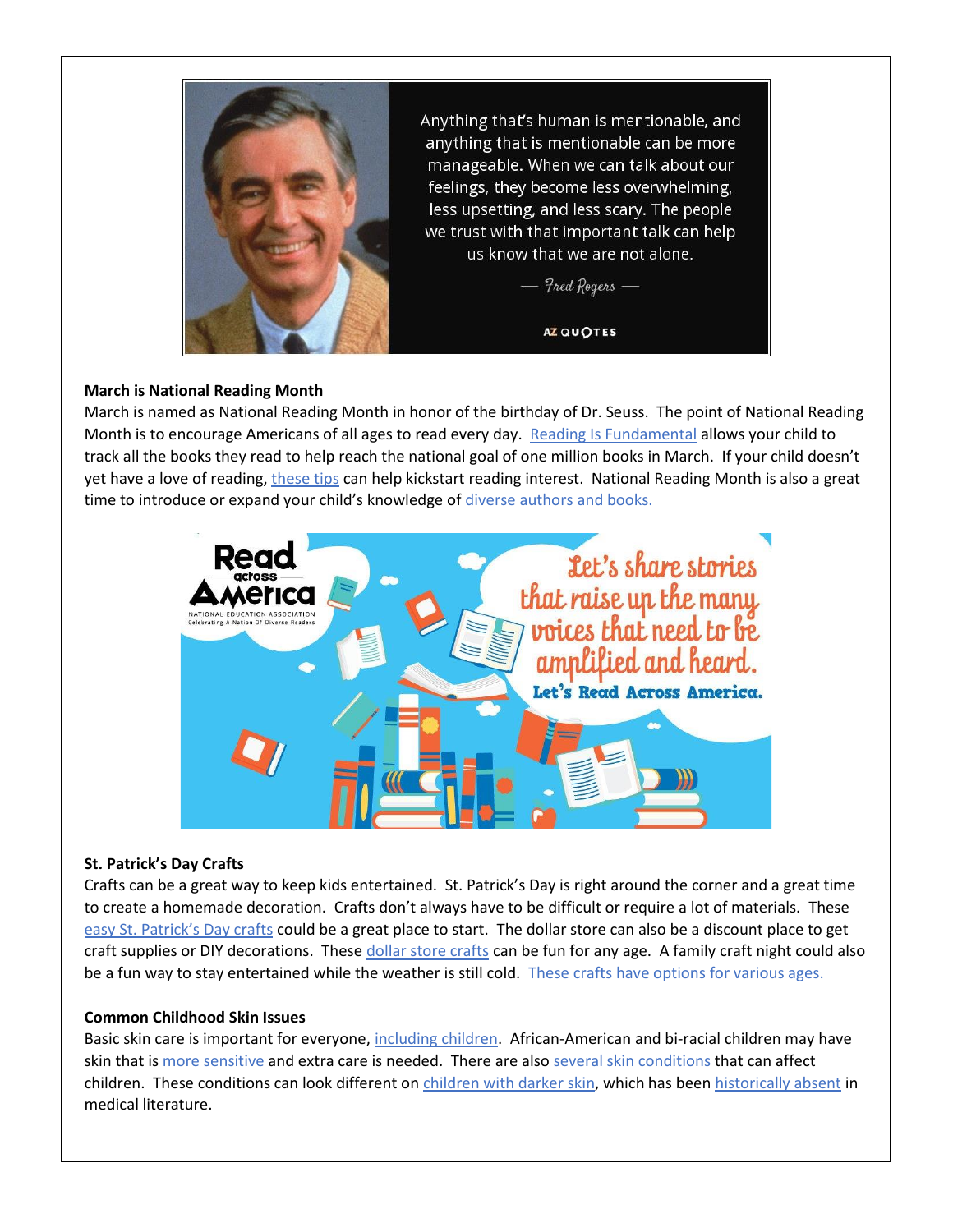**March is National Reading Month**

March is named as National Reading Month in honor of the birthday of Dr. Seuss. The point of National Reading Month is to encourage Americans of all ages to read every day. Reading Is Fundamental allows your child to track all the books they read to help reach the national goal of one million books in March. If your child doesn't yet have a love of reading, these tips can help kickstart reading interest. National Reading Month is also a great time to introduce or expand your child's knowledge of diverse authors and books.

**St. Patrick's Day Crafts**

Crafts can be a great way to keep kids entertained. St. Patrick's Day is right around the corner and a great time to create a homemade decoration. Crafts don't always have to be difficult or require a lot of materials. These easy St. Patrick's Day crafts could be a great place to start. The dollar store can also be a discount place to get craft supplies or DIY decorations. These dollar store crafts can be fun for any age. A family craft night could also be a fun way to stay entertained while the weather is still cold. These crafts have options for various ages.

**Common Childhood Skin Issues**

Basic skin care is important for everyone, including children. African-American and bi-racial children may have skin that is more sensitive and extra care is needed. There are also several skin conditions that can affect children. These conditions can look different on children with darker skin, which has been historically absent in medical literature.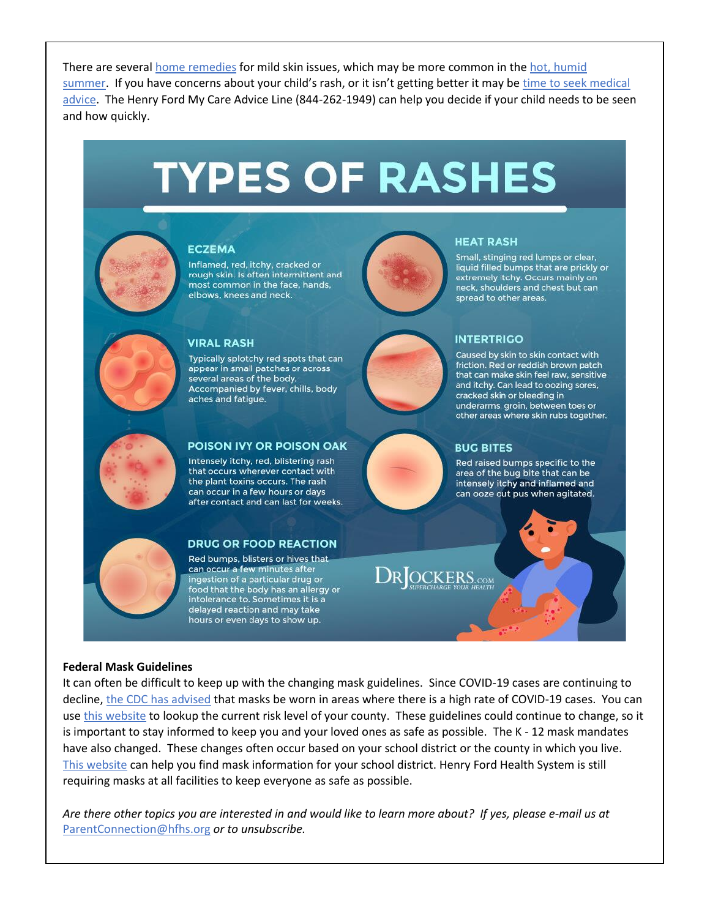There are several home remedies for mild skin issues, which may be more common in the hot, humid summer. If you have concerns about your child's rash, or it isn't getting better it may be time to seek medical advice. The Henry Ford My Care Advice Line (844-262-1949) can help you decide if your child needs to be seen and how quickly.

# TYPES OF RASHES

### ECZEMA

Inflamed, red, itchy, cracked or rough skin. Is often intermittent and most common in the face, hands, elbows, knees and neck.

### HEAT RASH

Small, stinging red lumps or clear, liquid filled bumps that are prickly or extremely itchy. Occurs mainly on neck, shoulders and chest but can spread to other areas.

### VIRAL RASH

Typically splotchy red spots that can appear in small patches or across several areas of the body. Accompanied by fever, chills, body aches and fatigue.

### INTERTRIGO

Caused by skin to skin contact with friction. Red or reddish brown patch that can make skin feel raw, sensitive and itchy. Can lead to oozing sores, cracked skin or bleeding in underarms, groin, between toes or other areas where skin rubs together.

### POISON IVY OR POISON OAK

Intensely itchy, red, blistering rash that occurs wherever contact with the plant toxins occurs. The rash can occur in a few hours or days after contact and can last for weeks.

### BUG BITES

Red raised bumps specific to the area of the bug bite that can be intensely itchy and inflamed and can ooze out pus when agitated.

### DRUG OR FOOD REACTION

Red bumps, blisters or hives that can occur a few minutes after ingestion of a particular drug or food that the body has an allergy or intolerance to. Sometimes it is a delayed reaction and may take hours or even days to show up.

DRJOCKERS.COM
SUPERCHARGE YOUR HEALTH

**Federal Mask Guidelines**

It can often be difficult to keep up with the changing mask guidelines. Since COVID-19 cases are continuing to decline, the CDC has advised that masks be worn in areas where there is a high rate of COVID-19 cases. You can use this website to lookup the current risk level of your county. These guidelines could continue to change, so it is important to stay informed to keep you and your loved ones as safe as possible. The K - 12 mask mandates have also changed. These changes often occur based on your school district or the county in which you live. This website can help you find mask information for your school district. Henry Ford Health System is still requiring masks at all facilities to keep everyone as safe as possible.

*Are there other topics you are interested in and would like to learn more about? If yes, please e-mail us at* ParentConnection@hfhs.org *or to unsubscribe.*